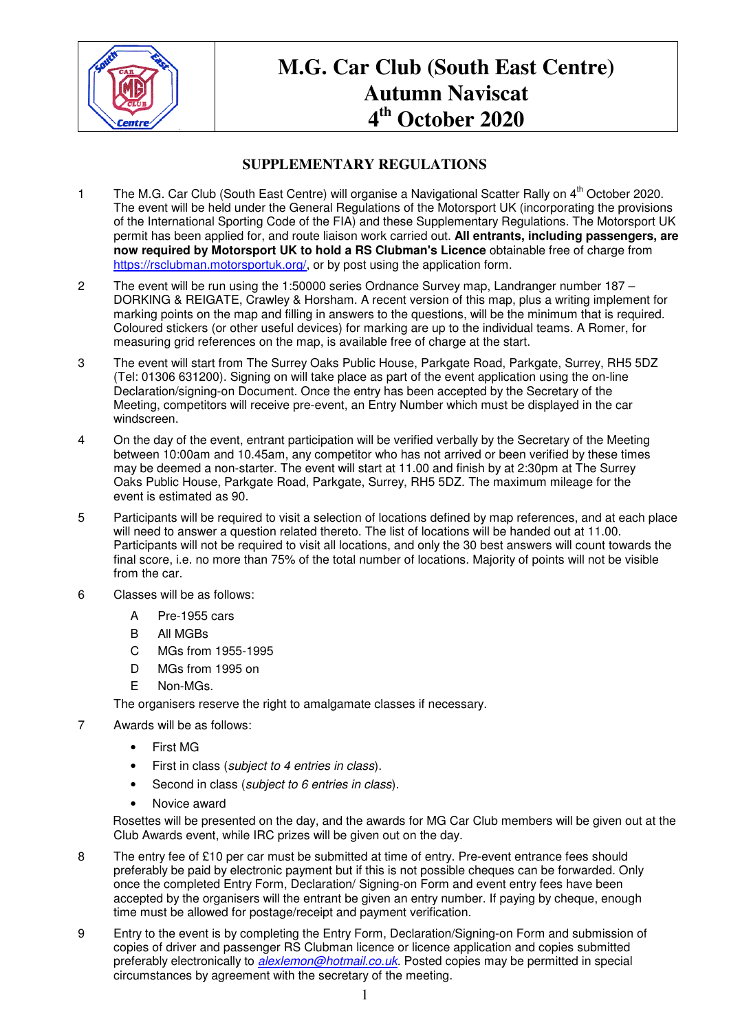# M.G. Car Club (South East Centre)
# Autumn Naviscat
# 4th October 2020

## SUPPLEMENTARY REGULATIONS

1. The M.G. Car Club (South East Centre) will organise a Navigational Scatter Rally on 4th October 2020. The event will be held under the General Regulations of the Motorsport UK (incorporating the provisions of the International Sporting Code of the FIA) and these Supplementary Regulations. The Motorsport UK permit has been applied for, and route liaison work carried out. **All entrants, including passengers, are now required by Motorsport UK to hold a RS Clubman's Licence** obtainable free of charge from https://rsclubman.motorsportuk.org/, or by post using the application form.

2. The event will be run using the 1:50000 series Ordnance Survey map, Landranger number 187 – DORKING & REIGATE, Crawley & Horsham. A recent version of this map, plus a writing implement for marking points on the map and filling in answers to the questions, will be the minimum that is required. Coloured stickers (or other useful devices) for marking are up to the individual teams. A Romer, for measuring grid references on the map, is available free of charge at the start.

3. The event will start from The Surrey Oaks Public House, Parkgate Road, Parkgate, Surrey, RH5 5DZ (Tel: 01306 631200). Signing on will take place as part of the event application using the on-line Declaration/signing-on Document. Once the entry has been accepted by the Secretary of the Meeting, competitors will receive pre-event, an Entry Number which must be displayed in the car windscreen.

4. On the day of the event, entrant participation will be verified verbally by the Secretary of the Meeting between 10:00am and 10.45am, any competitor who has not arrived or been verified by these times may be deemed a non-starter. The event will start at 11.00 and finish by at 2:30pm at The Surrey Oaks Public House, Parkgate Road, Parkgate, Surrey, RH5 5DZ. The maximum mileage for the event is estimated as 90.

5. Participants will be required to visit a selection of locations defined by map references, and at each place will need to answer a question related thereto. The list of locations will be handed out at 11.00. Participants will not be required to visit all locations, and only the 30 best answers will count towards the final score, i.e. no more than 75% of the total number of locations. Majority of points will not be visible from the car.

6. Classes will be as follows:

   A Pre-1955 cars
   B All MGBs
   C MGs from 1955-1995
   D MGs from 1995 on
   E Non-MGs.

   The organisers reserve the right to amalgamate classes if necessary.

7. Awards will be as follows:

   - First MG
   - First in class (*subject to 4 entries in class*).
   - Second in class (*subject to 6 entries in class*).
   - Novice award

   Rosettes will be presented on the day, and the awards for MG Car Club members will be given out at the Club Awards event, while IRC prizes will be given out on the day.

8. The entry fee of £10 per car must be submitted at time of entry. Pre-event entrance fees should preferably be paid by electronic payment but if this is not possible cheques can be forwarded. Only once the completed Entry Form, Declaration/ Signing-on Form and event entry fees have been accepted by the organisers will the entrant be given an entry number. If paying by cheque, enough time must be allowed for postage/receipt and payment verification.

9. Entry to the event is by completing the Entry Form, Declaration/Signing-on Form and submission of copies of driver and passenger RS Clubman licence or licence application and copies submitted preferably electronically to *alexlemon@hotmail.co.uk*. Posted copies may be permitted in special circumstances by agreement with the secretary of the meeting.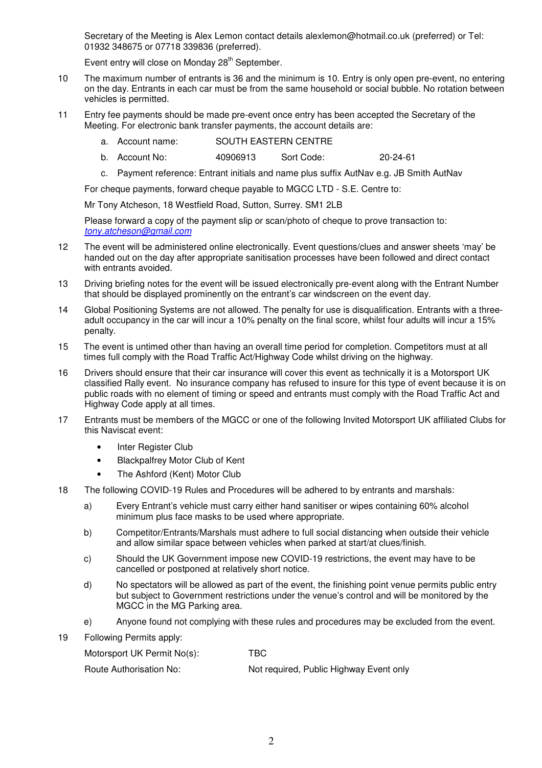Secretary of the Meeting is Alex Lemon contact details alexlemon@hotmail.co.uk (preferred) or Tel: 01932 348675 or 07718 339836 (preferred).

Event entry will close on Monday 28th September.

10 The maximum number of entrants is 36 and the minimum is 10. Entry is only open pre-event, no entering on the day. Entrants in each car must be from the same household or social bubble. No rotation between vehicles is permitted.

11 Entry fee payments should be made pre-event once entry has been accepted the Secretary of the Meeting. For electronic bank transfer payments, the account details are:

   a. Account name: SOUTH EASTERN CENTRE
   b. Account No: 40906913 Sort Code: 20-24-61
   c. Payment reference: Entrant initials and name plus suffix AutNav e.g. JB Smith AutNav

   For cheque payments, forward cheque payable to MGCC LTD - S.E. Centre to:

   Mr Tony Atcheson, 18 Westfield Road, Sutton, Surrey. SM1 2LB

   Please forward a copy of the payment slip or scan/photo of cheque to prove transaction to: *tony.atcheson@gmail.com*

12 The event will be administered online electronically. Event questions/clues and answer sheets 'may' be handed out on the day after appropriate sanitisation processes have been followed and direct contact with entrants avoided.

13 Driving briefing notes for the event will be issued electronically pre-event along with the Entrant Number that should be displayed prominently on the entrant's car windscreen on the event day.

14 Global Positioning Systems are not allowed. The penalty for use is disqualification. Entrants with a three-adult occupancy in the car will incur a 10% penalty on the final score, whilst four adults will incur a 15% penalty.

15 The event is untimed other than having an overall time period for completion. Competitors must at all times full comply with the Road Traffic Act/Highway Code whilst driving on the highway.

16 Drivers should ensure that their car insurance will cover this event as technically it is a Motorsport UK classified Rally event. No insurance company has refused to insure for this type of event because it is on public roads with no element of timing or speed and entrants must comply with the Road Traffic Act and Highway Code apply at all times.

17 Entrants must be members of the MGCC or one of the following Invited Motorsport UK affiliated Clubs for this Naviscat event:

   - Inter Register Club
   - Blackpalfrey Motor Club of Kent
   - The Ashford (Kent) Motor Club

18 The following COVID-19 Rules and Procedures will be adhered to by entrants and marshals:

   a) Every Entrant's vehicle must carry either hand sanitiser or wipes containing 60% alcohol minimum plus face masks to be used where appropriate.

   b) Competitor/Entrants/Marshals must adhere to full social distancing when outside their vehicle and allow similar space between vehicles when parked at start/at clues/finish.

   c) Should the UK Government impose new COVID-19 restrictions, the event may have to be cancelled or postponed at relatively short notice.

   d) No spectators will be allowed as part of the event, the finishing point venue permits public entry but subject to Government restrictions under the venue's control and will be monitored by the MGCC in the MG Parking area.

   e) Anyone found not complying with these rules and procedures may be excluded from the event.

19 Following Permits apply:

   Motorsport UK Permit No(s): TBC

   Route Authorisation No: Not required, Public Highway Event only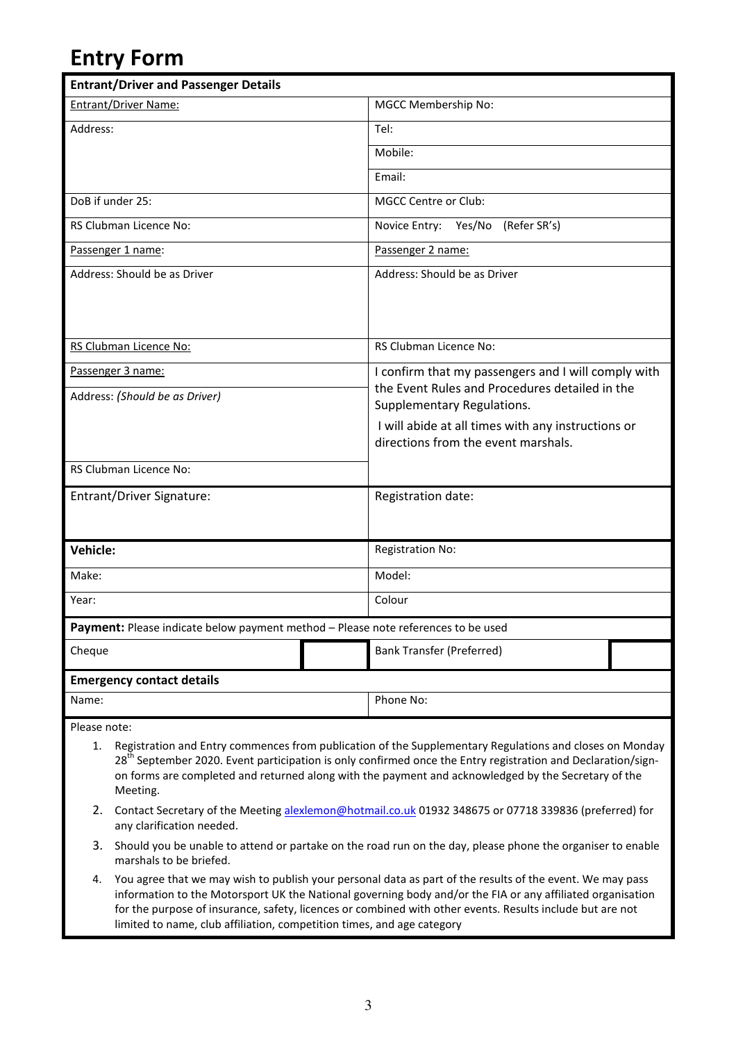# Entry Form

| **Entrant/Driver and Passenger Details** | |
|---|---|
| Entrant/Driver Name: | MGCC Membership No: |
| Address: | Tel: |
| | Mobile: |
| | Email: |
| DoB if under 25: | MGCC Centre or Club: |
| RS Clubman Licence No: | Novice Entry: Yes/No (Refer SR's) |
| Passenger 1 name: | Passenger 2 name: |
| Address: Should be as Driver | Address: Should be as Driver |
| RS Clubman Licence No: | RS Clubman Licence No: |
| Passenger 3 name: | I confirm that my passengers and I will comply with the Event Rules and Procedures detailed in the Supplementary Regulations. I will abide at all times with any instructions or directions from the event marshals. |
| Address: *(Should be as Driver)* | |
| RS Clubman Licence No: | |
| Entrant/Driver Signature: | Registration date: |

| **Vehicle:** | Registration No: |
|---|---|
| Make: | Model: |
| Year: | Colour |

| **Payment:** Please indicate below payment method – Please note references to be used | | | |
|---|---|---|---|
| Cheque | | Bank Transfer (Preferred) | |

| **Emergency contact details** | |
|---|---|
| Name: | Phone No: |

Please note:

1. Registration and Entry commences from publication of the Supplementary Regulations and closes on Monday 28th September 2020. Event participation is only confirmed once the Entry registration and Declaration/sign-on forms are completed and returned along with the payment and acknowledged by the Secretary of the Meeting.
2. Contact Secretary of the Meeting alexlemon@hotmail.co.uk 01932 348675 or 07718 339836 (preferred) for any clarification needed.
3. Should you be unable to attend or partake on the road run on the day, please phone the organiser to enable marshals to be briefed.
4. You agree that we may wish to publish your personal data as part of the results of the event. We may pass information to the Motorsport UK the National governing body and/or the FIA or any affiliated organisation for the purpose of insurance, safety, licences or combined with other events. Results include but are not limited to name, club affiliation, competition times, and age category